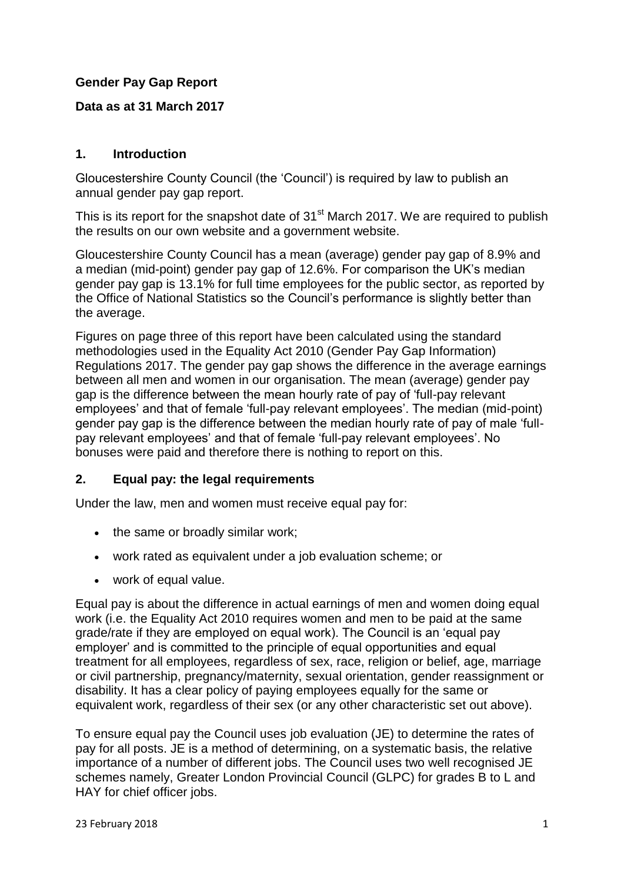**Gender Pay Gap Report**

**Data as at 31 March 2017**

## 1. Introduction

Gloucestershire County Council (the 'Council') is required by law to publish an annual gender pay gap report.

This is its report for the snapshot date of 31st March 2017. We are required to publish the results on our own website and a government website.

Gloucestershire County Council has a mean (average) gender pay gap of 8.9% and a median (mid-point) gender pay gap of 12.6%. For comparison the UK's median gender pay gap is 13.1% for full time employees for the public sector, as reported by the Office of National Statistics so the Council's performance is slightly better than the average.

Figures on page three of this report have been calculated using the standard methodologies used in the Equality Act 2010 (Gender Pay Gap Information) Regulations 2017. The gender pay gap shows the difference in the average earnings between all men and women in our organisation. The mean (average) gender pay gap is the difference between the mean hourly rate of pay of 'full-pay relevant employees' and that of female 'full-pay relevant employees'. The median (mid-point) gender pay gap is the difference between the median hourly rate of pay of male 'full-pay relevant employees' and that of female 'full-pay relevant employees'. No bonuses were paid and therefore there is nothing to report on this.

## 2. Equal pay: the legal requirements

Under the law, men and women must receive equal pay for:

- the same or broadly similar work;
- work rated as equivalent under a job evaluation scheme; or
- work of equal value.

Equal pay is about the difference in actual earnings of men and women doing equal work (i.e. the Equality Act 2010 requires women and men to be paid at the same grade/rate if they are employed on equal work). The Council is an 'equal pay employer' and is committed to the principle of equal opportunities and equal treatment for all employees, regardless of sex, race, religion or belief, age, marriage or civil partnership, pregnancy/maternity, sexual orientation, gender reassignment or disability. It has a clear policy of paying employees equally for the same or equivalent work, regardless of their sex (or any other characteristic set out above).

To ensure equal pay the Council uses job evaluation (JE) to determine the rates of pay for all posts. JE is a method of determining, on a systematic basis, the relative importance of a number of different jobs. The Council uses two well recognised JE schemes namely, Greater London Provincial Council (GLPC) for grades B to L and HAY for chief officer jobs.

23 February 2018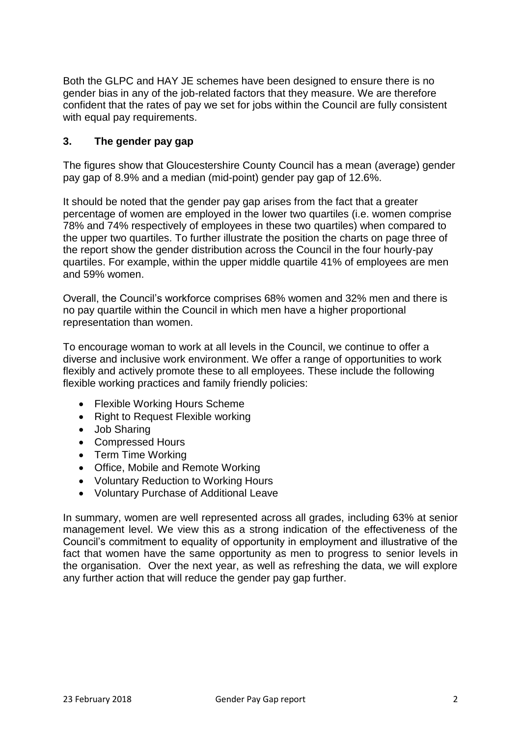Both the GLPC and HAY JE schemes have been designed to ensure there is no gender bias in any of the job-related factors that they measure. We are therefore confident that the rates of pay we set for jobs within the Council are fully consistent with equal pay requirements.

## 3. The gender pay gap

The figures show that Gloucestershire County Council has a mean (average) gender pay gap of 8.9% and a median (mid-point) gender pay gap of 12.6%.

It should be noted that the gender pay gap arises from the fact that a greater percentage of women are employed in the lower two quartiles (i.e. women comprise 78% and 74% respectively of employees in these two quartiles) when compared to the upper two quartiles. To further illustrate the position the charts on page three of the report show the gender distribution across the Council in the four hourly-pay quartiles. For example, within the upper middle quartile 41% of employees are men and 59% women.

Overall, the Council's workforce comprises 68% women and 32% men and there is no pay quartile within the Council in which men have a higher proportional representation than women.

To encourage woman to work at all levels in the Council, we continue to offer a diverse and inclusive work environment. We offer a range of opportunities to work flexibly and actively promote these to all employees. These include the following flexible working practices and family friendly policies:

- Flexible Working Hours Scheme
- Right to Request Flexible working
- Job Sharing
- Compressed Hours
- Term Time Working
- Office, Mobile and Remote Working
- Voluntary Reduction to Working Hours
- Voluntary Purchase of Additional Leave

In summary, women are well represented across all grades, including 63% at senior management level. We view this as a strong indication of the effectiveness of the Council's commitment to equality of opportunity in employment and illustrative of the fact that women have the same opportunity as men to progress to senior levels in the organisation. Over the next year, as well as refreshing the data, we will explore any further action that will reduce the gender pay gap further.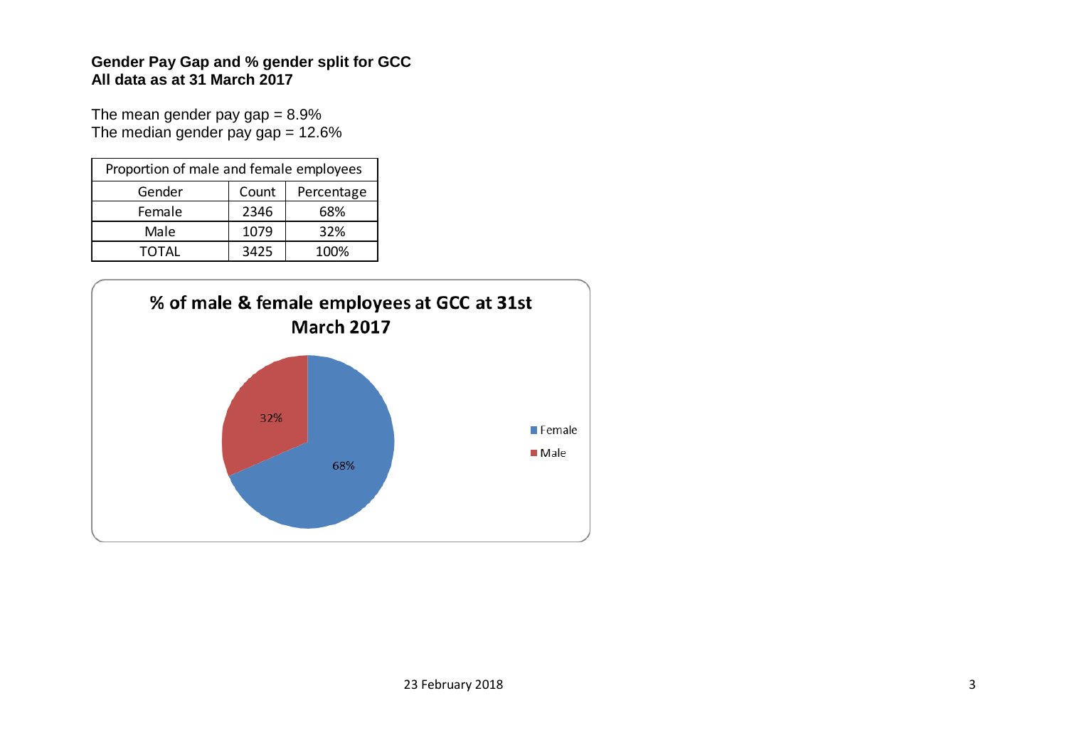**Gender Pay Gap and % gender split for GCC**
**All data as at 31 March 2017**

The mean gender pay gap = 8.9%
The median gender pay gap = 12.6%

| Proportion of male and female employees | | |
|---|---|---|
| Gender | Count | Percentage |
| Female | 2346 | 68% |
| Male | 1079 | 32% |
| TOTAL | 3425 | 100% |

**% of male & female employees at GCC at 31st March 2017**

- Female: 68%
- Male: 32%

23 February 2018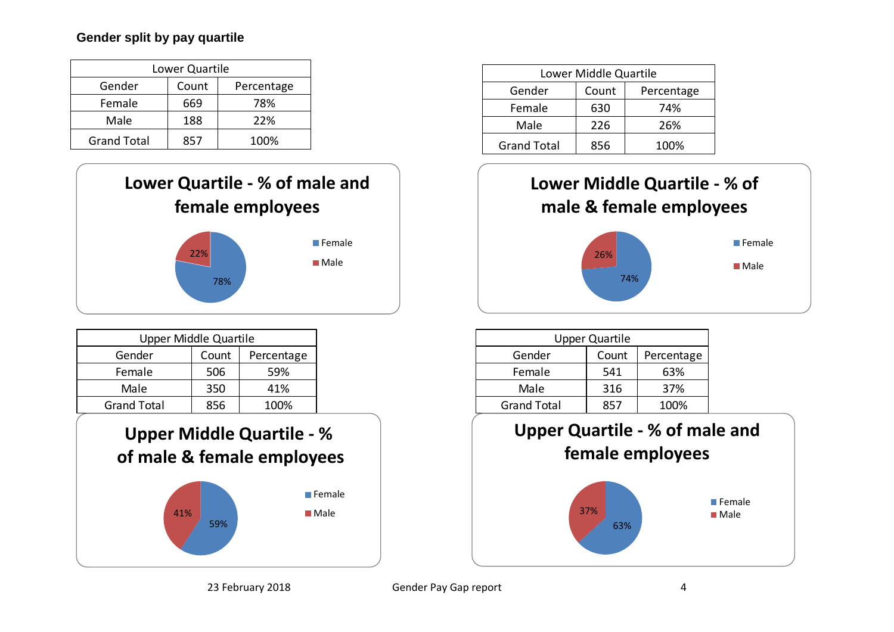**Gender split by pay quartile**

| Lower Quartile | | |
|---|---|---|
| Gender | Count | Percentage |
| Female | 669 | 78% |
| Male | 188 | 22% |
| Grand Total | 857 | 100% |

Lower Quartile - % of male and female employees

22%
78%

Female
Male

| Lower Middle Quartile | | |
|---|---|---|
| Gender | Count | Percentage |
| Female | 630 | 74% |
| Male | 226 | 26% |
| Grand Total | 856 | 100% |

Lower Middle Quartile - % of male & female employees

26%
74%

Female
Male

| Upper Middle Quartile | | |
|---|---|---|
| Gender | Count | Percentage |
| Female | 506 | 59% |
| Male | 350 | 41% |
| Grand Total | 856 | 100% |

Upper Middle Quartile - % of male & female employees

41%
59%

Female
Male

| Upper Quartile | | |
|---|---|---|
| Gender | Count | Percentage |
| Female | 541 | 63% |
| Male | 316 | 37% |
| Grand Total | 857 | 100% |

Upper Quartile - % of male and female employees

37%
63%

Female
Male